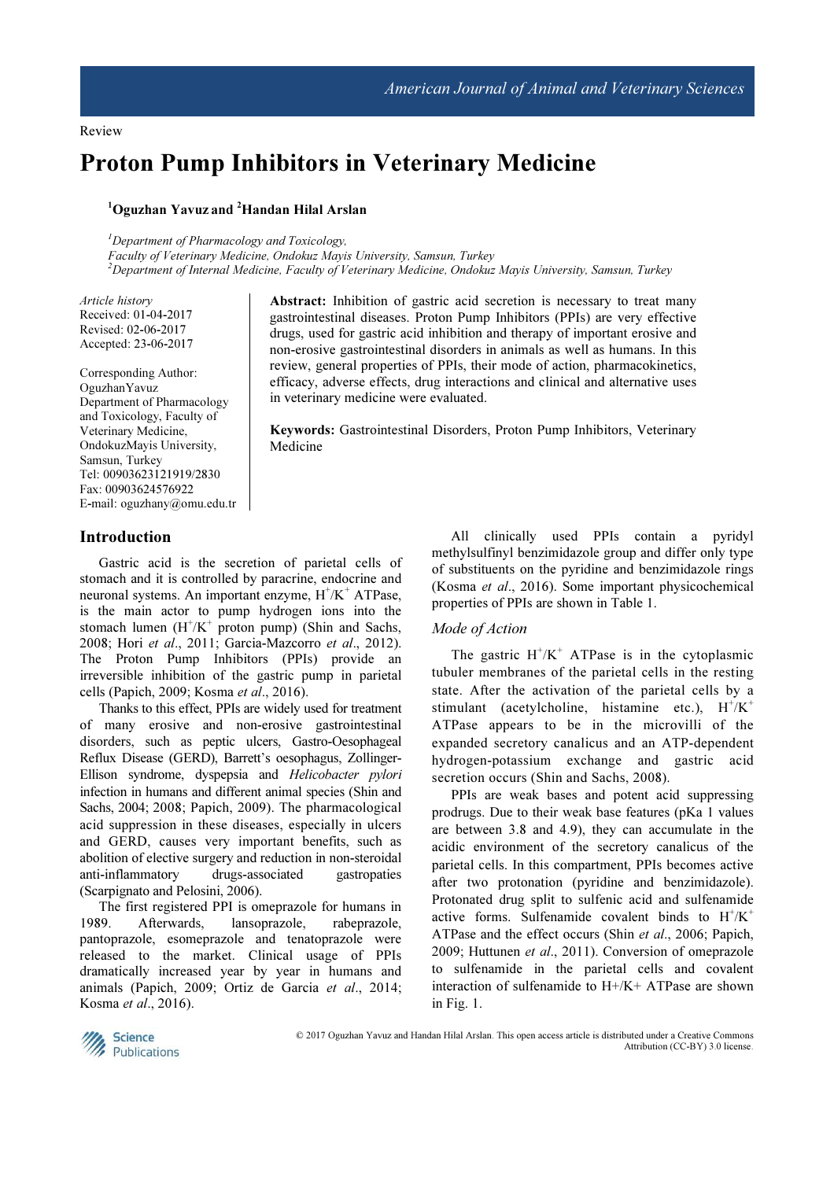Review

# Proton Pump Inhibitors in Veterinary Medicine

**[1]Oguzhan Yavuz and [2]Handan Hilal Arslan**

*[1]Department of Pharmacology and Toxicology,*
*Faculty of Veterinary Medicine, Ondokuz Mayis University, Samsun, Turkey*
*[2]Department of Internal Medicine, Faculty of Veterinary Medicine, Ondokuz Mayis University, Samsun, Turkey*

*Article history*
Received: 01-04-2017
Revised: 02-06-2017
Accepted: 23-06-2017

Corresponding Author:
OguzhanYavuz
Department of Pharmacology and Toxicology, Faculty of Veterinary Medicine,
OndokuzMayis University, Samsun, Turkey
Tel: 00903623121919/2830
Fax: 00903624576922
E-mail: oguzhany@omu.edu.tr

**Abstract:** Inhibition of gastric acid secretion is necessary to treat many gastrointestinal diseases. Proton Pump Inhibitors (PPIs) are very effective drugs, used for gastric acid inhibition and therapy of important erosive and non-erosive gastrointestinal disorders in animals as well as humans. In this review, general properties of PPIs, their mode of action, pharmacokinetics, efficacy, adverse effects, drug interactions and clinical and alternative uses in veterinary medicine were evaluated.

**Keywords:** Gastrointestinal Disorders, Proton Pump Inhibitors, Veterinary Medicine

## Introduction

Gastric acid is the secretion of parietal cells of stomach and it is controlled by paracrine, endocrine and neuronal systems. An important enzyme, $H^+/K^+$ ATPase, is the main actor to pump hydrogen ions into the stomach lumen ($H^+/K^+$ proton pump) (Shin and Sachs, 2008; Hori *et al*., 2011; Garcia-Mazcorro *et al*., 2012). The Proton Pump Inhibitors (PPIs) provide an irreversible inhibition of the gastric pump in parietal cells (Papich, 2009; Kosma *et al*., 2016).

Thanks to this effect, PPIs are widely used for treatment of many erosive and non-erosive gastrointestinal disorders, such as peptic ulcers, Gastro-Oesophageal Reflux Disease (GERD), Barrett's oesophagus, Zollinger-Ellison syndrome, dyspepsia and *Helicobacter pylori* infection in humans and different animal species (Shin and Sachs, 2004; 2008; Papich, 2009). The pharmacological acid suppression in these diseases, especially in ulcers and GERD, causes very important benefits, such as abolition of elective surgery and reduction in non-steroidal anti-inflammatory drugs-associated gastropaties (Scarpignato and Pelosini, 2006).

The first registered PPI is omeprazole for humans in 1989. Afterwards, lansoprazole, rabeprazole, pantoprazole, esomeprazole and tenatoprazole were released to the market. Clinical usage of PPIs dramatically increased year by year in humans and animals (Papich, 2009; Ortiz de Garcia *et al*., 2014; Kosma *et al*., 2016).

All clinically used PPIs contain a pyridyl methylsulfinyl benzimidazole group and differ only type of substituents on the pyridine and benzimidazole rings (Kosma *et al*., 2016). Some important physicochemical properties of PPIs are shown in Table 1.

### *Mode of Action*

The gastric $H^+/K^+$ ATPase is in the cytoplasmic tubuler membranes of the parietal cells in the resting state. After the activation of the parietal cells by a stimulant (acetylcholine, histamine etc.), $H^+/K^+$ ATPase appears to be in the microvilli of the expanded secretory canalicus and an ATP-dependent hydrogen-potassium exchange and gastric acid secretion occurs (Shin and Sachs, 2008).

PPIs are weak bases and potent acid suppressing prodrugs. Due to their weak base features (pKa 1 values are between 3.8 and 4.9), they can accumulate in the acidic environment of the secretory canalicus of the parietal cells. In this compartment, PPIs becomes active after two protonation (pyridine and benzimidazole). Protonated drug split to sulfenic acid and sulfenamide active forms. Sulfenamide covalent binds to $H^+/K^+$ ATPase and the effect occurs (Shin *et al*., 2006; Papich, 2009; Huttunen *et al*., 2011). Conversion of omeprazole to sulfenamide in the parietal cells and covalent interaction of sulfenamide to H+/K+ ATPase are shown in Fig. 1.

© 2017 Oguzhan Yavuz and Handan Hilal Arslan. This open access article is distributed under a Creative Commons Attribution (CC-BY) 3.0 license.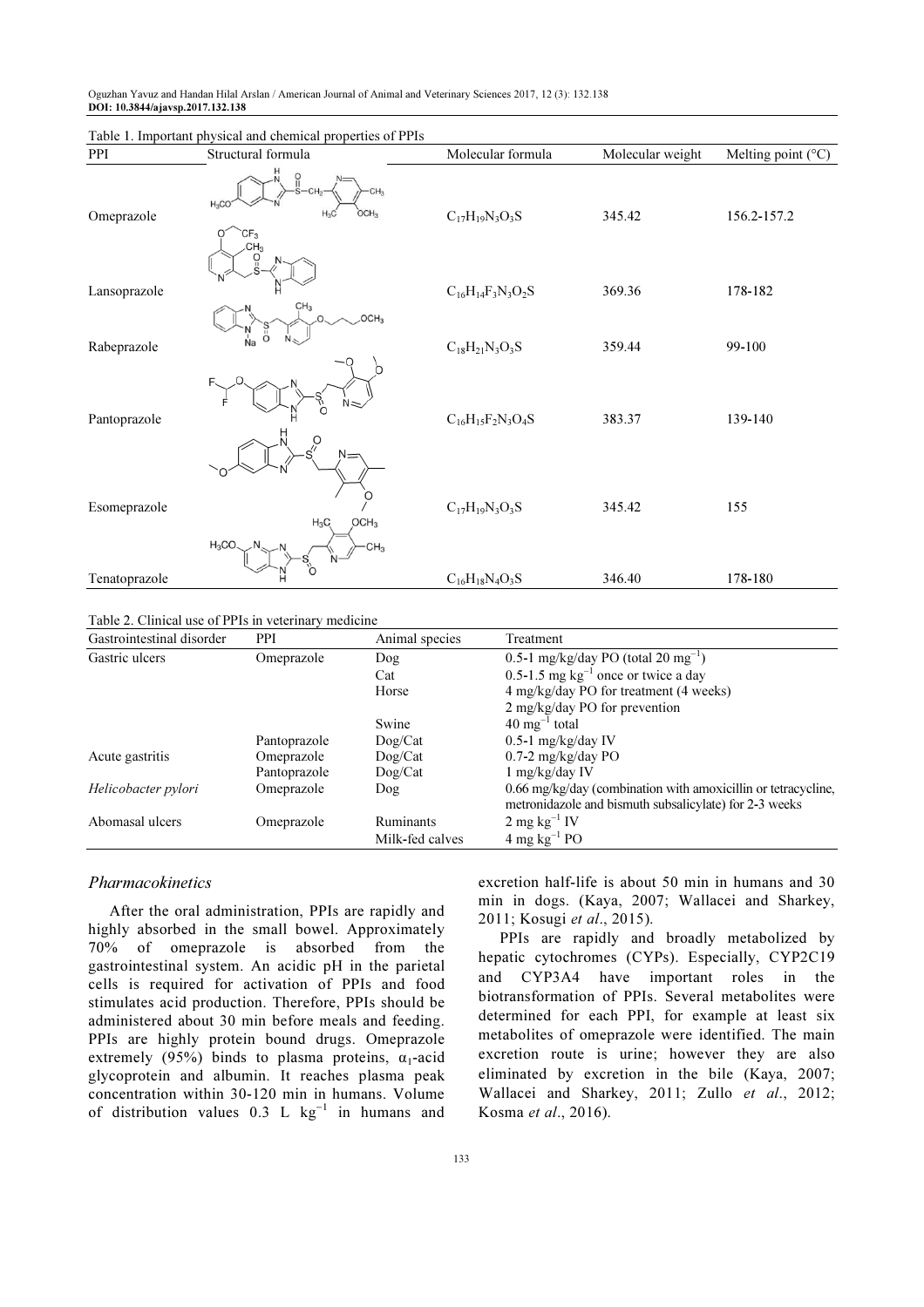Table 1. Important physical and chemical properties of PPIs

| PPI | Structural formula | Molecular formula | Molecular weight | Melting point (°C) |
|---|---|---|---|---|
| Omeprazole | | $C_{17}H_{19}N_3O_3S$ | 345.42 | 156.2-157.2 |
| Lansoprazole | | $C_{16}H_{14}F_3N_3O_2S$ | 369.36 | 178-182 |
| Rabeprazole | | $C_{18}H_{21}N_3O_3S$ | 359.44 | 99-100 |
| Pantoprazole | | $C_{16}H_{15}F_2N_3O_4S$ | 383.37 | 139-140 |
| Esomeprazole | | $C_{17}H_{19}N_3O_3S$ | 345.42 | 155 |
| Tenatoprazole | | $C_{16}H_{18}N_4O_3S$ | 346.40 | 178-180 |

Table 2. Clinical use of PPIs in veterinary medicine

| Gastrointestinal disorder | PPI | Animal species | Treatment |
|---|---|---|---|
| Gastric ulcers | Omeprazole | Dog | 0.5-1 mg/kg/day PO (total 20 $mg^{-1}$) |
| | | Cat | 0.5-1.5 mg $kg^{-1}$ once or twice a day |
| | | Horse | 4 mg/kg/day PO for treatment (4 weeks) |
| | | | 2 mg/kg/day PO for prevention |
| | | Swine | 40 $mg^{-1}$ total |
| | Pantoprazole | Dog/Cat | 0.5-1 mg/kg/day IV |
| Acute gastritis | Omeprazole | Dog/Cat | 0.7-2 mg/kg/day PO |
| | Pantoprazole | Dog/Cat | 1 mg/kg/day IV |
| *Helicobacter pylori* | Omeprazole | Dog | 0.66 mg/kg/day (combination with amoxicillin or tetracycline, metronidazole and bismuth subsalicylate) for 2-3 weeks |
| Abomasal ulcers | Omeprazole | Ruminants | 2 mg $kg^{-1}$ IV |
| | | Milk-fed calves | 4 mg $kg^{-1}$ PO |

## Pharmacokinetics

After the oral administration, PPIs are rapidly and highly absorbed in the small bowel. Approximately 70% of omeprazole is absorbed from the gastrointestinal system. An acidic pH in the parietal cells is required for activation of PPIs and food stimulates acid production. Therefore, PPIs should be administered about 30 min before meals and feeding. PPIs are highly protein bound drugs. Omeprazole extremely (95%) binds to plasma proteins, $\alpha_1$-acid glycoprotein and albumin. It reaches plasma peak concentration within 30-120 min in humans. Volume of distribution values 0.3 L $kg^{-1}$ in humans and excretion half-life is about 50 min in humans and 30 min in dogs. (Kaya, 2007; Wallacei and Sharkey, 2011; Kosugi *et al*., 2015).

PPIs are rapidly and broadly metabolized by hepatic cytochromes (CYPs). Especially, CYP2C19 and CYP3A4 have important roles in the biotransformation of PPIs. Several metabolites were determined for each PPI, for example at least six metabolites of omeprazole were identified. The main excretion route is urine; however they are also eliminated by excretion in the bile (Kaya, 2007; Wallacei and Sharkey, 2011; Zullo *et al*., 2012; Kosma *et al*., 2016).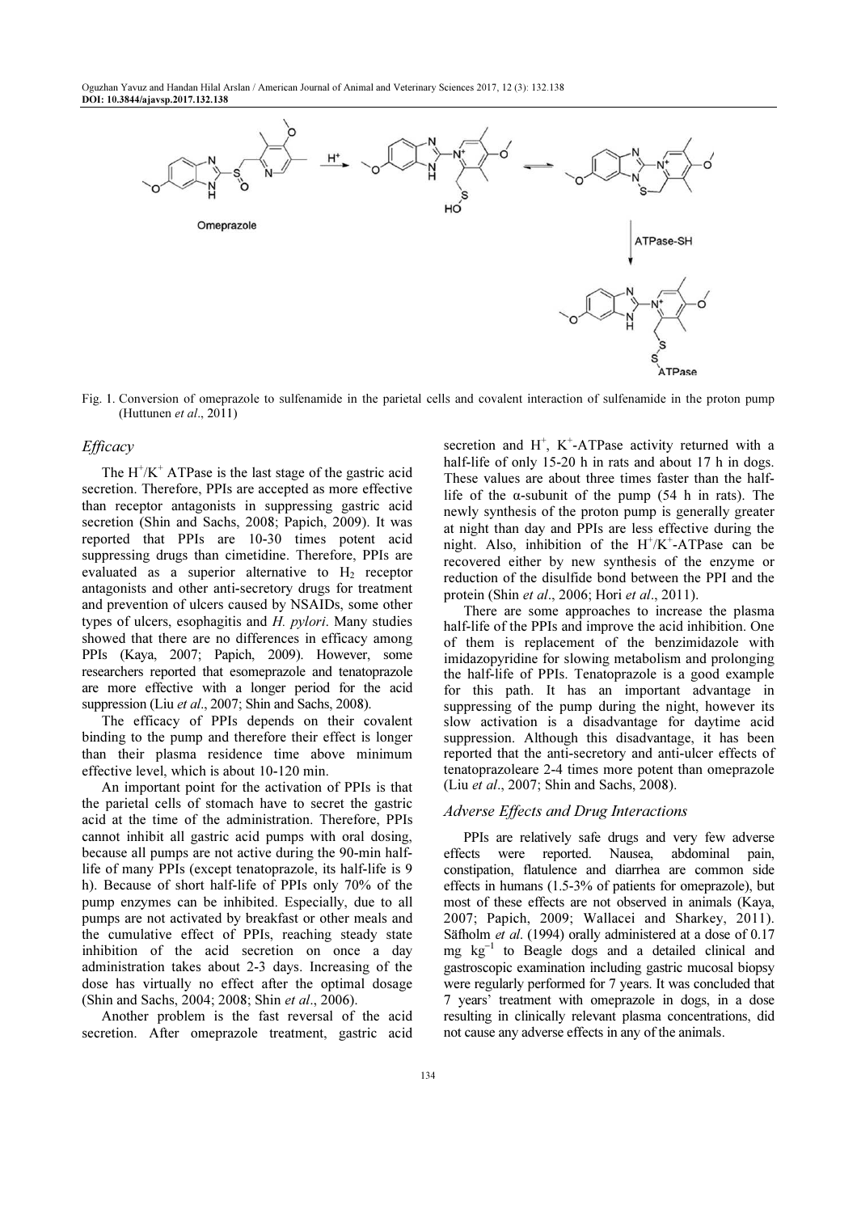Fig. 1. Conversion of omeprazole to sulfenamide in the parietal cells and covalent interaction of sulfenamide in the proton pump (Huttunen *et al*., 2011)

### *Efficacy*

The $H^+/K^+$ ATPase is the last stage of the gastric acid secretion. Therefore, PPIs are accepted as more effective than receptor antagonists in suppressing gastric acid secretion (Shin and Sachs, 2008; Papich, 2009). It was reported that PPIs are 10-30 times potent acid suppressing drugs than cimetidine. Therefore, PPIs are evaluated as a superior alternative to $H_2$ receptor antagonists and other anti-secretory drugs for treatment and prevention of ulcers caused by NSAIDs, some other types of ulcers, esophagitis and *H. pylori*. Many studies showed that there are no differences in efficacy among PPIs (Kaya, 2007; Papich, 2009). However, some researchers reported that esomeprazole and tenatoprazole are more effective with a longer period for the acid suppression (Liu *et al*., 2007; Shin and Sachs, 2008).

The efficacy of PPIs depends on their covalent binding to the pump and therefore their effect is longer than their plasma residence time above minimum effective level, which is about 10-120 min.

An important point for the activation of PPIs is that the parietal cells of stomach have to secret the gastric acid at the time of the administration. Therefore, PPIs cannot inhibit all gastric acid pumps with oral dosing, because all pumps are not active during the 90-min half-life of many PPIs (except tenatoprazole, its half-life is 9 h). Because of short half-life of PPIs only 70% of the pump enzymes can be inhibited. Especially, due to all pumps are not activated by breakfast or other meals and the cumulative effect of PPIs, reaching steady state inhibition of the acid secretion on once a day administration takes about 2-3 days. Increasing of the dose has virtually no effect after the optimal dosage (Shin and Sachs, 2004; 2008; Shin *et al*., 2006).

Another problem is the fast reversal of the acid secretion. After omeprazole treatment, gastric acid secretion and $H^+$, $K^+$-ATPase activity returned with a half-life of only 15-20 h in rats and about 17 h in dogs. These values are about three times faster than the half-life of the α-subunit of the pump (54 h in rats). The newly synthesis of the proton pump is generally greater at night than day and PPIs are less effective during the night. Also, inhibition of the $H^+/K^+$-ATPase can be recovered either by new synthesis of the enzyme or reduction of the disulfide bond between the PPI and the protein (Shin *et al*., 2006; Hori *et al*., 2011).

There are some approaches to increase the plasma half-life of the PPIs and improve the acid inhibition. One of them is replacement of the benzimidazole with imidazopyridine for slowing metabolism and prolonging the half-life of PPIs. Tenatoprazole is a good example for this path. It has an important advantage in suppressing of the pump during the night, however its slow activation is a disadvantage for daytime acid suppression. Although this disadvantage, it has been reported that the anti-secretory and anti-ulcer effects of tenatoprazoleare 2-4 times more potent than omeprazole (Liu *et al*., 2007; Shin and Sachs, 2008).

### *Adverse Effects and Drug Interactions*

PPIs are relatively safe drugs and very few adverse effects were reported. Nausea, abdominal pain, constipation, flatulence and diarrhea are common side effects in humans (1.5-3% of patients for omeprazole), but most of these effects are not observed in animals (Kaya, 2007; Papich, 2009; Wallacei and Sharkey, 2011). Säfholm *et al*. (1994) orally administered at a dose of 0.17 mg $kg^{-1}$ to Beagle dogs and a detailed clinical and gastroscopic examination including gastric mucosal biopsy were regularly performed for 7 years. It was concluded that 7 years' treatment with omeprazole in dogs, in a dose resulting in clinically relevant plasma concentrations, did not cause any adverse effects in any of the animals.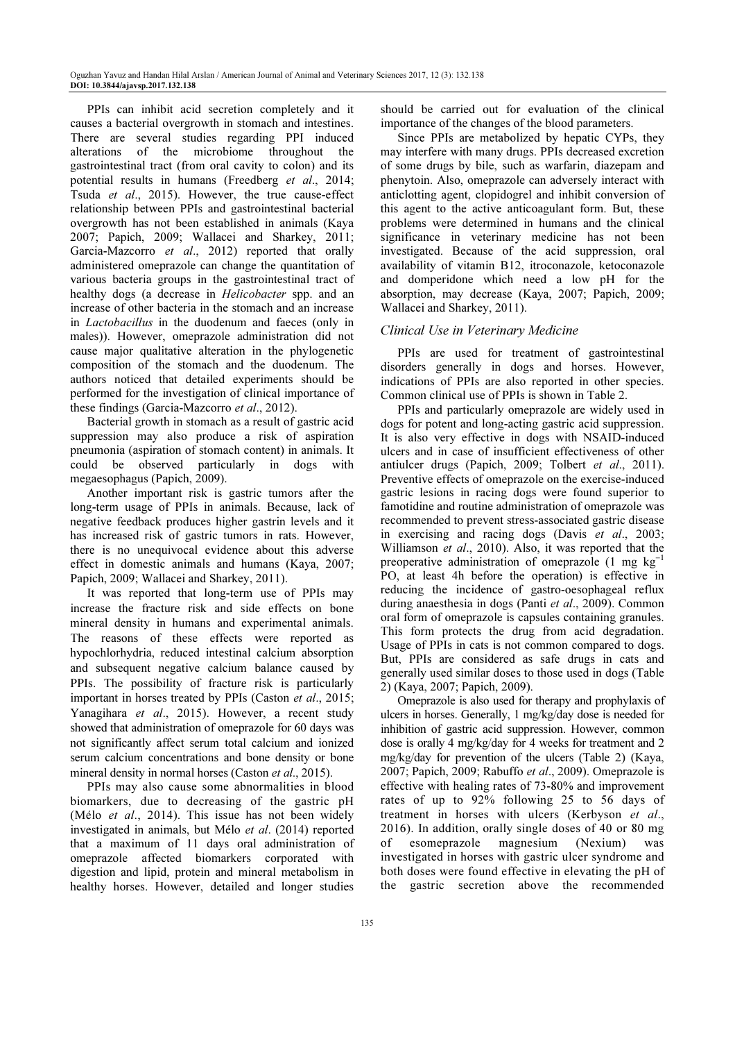PPIs can inhibit acid secretion completely and it causes a bacterial overgrowth in stomach and intestines. There are several studies regarding PPI induced alterations of the microbiome throughout the gastrointestinal tract (from oral cavity to colon) and its potential results in humans (Freedberg *et al*., 2014; Tsuda *et al*., 2015). However, the true cause-effect relationship between PPIs and gastrointestinal bacterial overgrowth has not been established in animals (Kaya 2007; Papich, 2009; Wallacei and Sharkey, 2011; Garcia-Mazcorro *et al*., 2012) reported that orally administered omeprazole can change the quantitation of various bacteria groups in the gastrointestinal tract of healthy dogs (a decrease in *Helicobacter* spp. and an increase of other bacteria in the stomach and an increase in *Lactobacillus* in the duodenum and faeces (only in males)). However, omeprazole administration did not cause major qualitative alteration in the phylogenetic composition of the stomach and the duodenum. The authors noticed that detailed experiments should be performed for the investigation of clinical importance of these findings (Garcia-Mazcorro *et al*., 2012).

Bacterial growth in stomach as a result of gastric acid suppression may also produce a risk of aspiration pneumonia (aspiration of stomach content) in animals. It could be observed particularly in dogs with megaesophagus (Papich, 2009).

Another important risk is gastric tumors after the long-term usage of PPIs in animals. Because, lack of negative feedback produces higher gastrin levels and it has increased risk of gastric tumors in rats. However, there is no unequivocal evidence about this adverse effect in domestic animals and humans (Kaya, 2007; Papich, 2009; Wallacei and Sharkey, 2011).

It was reported that long-term use of PPIs may increase the fracture risk and side effects on bone mineral density in humans and experimental animals. The reasons of these effects were reported as hypochlorhydria, reduced intestinal calcium absorption and subsequent negative calcium balance caused by PPIs. The possibility of fracture risk is particularly important in horses treated by PPIs (Caston *et al*., 2015; Yanagihara *et al*., 2015). However, a recent study showed that administration of omeprazole for 60 days was not significantly affect serum total calcium and ionized serum calcium concentrations and bone density or bone mineral density in normal horses (Caston *et al*., 2015).

PPIs may also cause some abnormalities in blood biomarkers, due to decreasing of the gastric pH (Mélo *et al*., 2014). This issue has not been widely investigated in animals, but Mélo *et al*. (2014) reported that a maximum of 11 days oral administration of omeprazole affected biomarkers corporated with digestion and lipid, protein and mineral metabolism in healthy horses. However, detailed and longer studies should be carried out for evaluation of the clinical importance of the changes of the blood parameters.

Since PPIs are metabolized by hepatic CYPs, they may interfere with many drugs. PPIs decreased excretion of some drugs by bile, such as warfarin, diazepam and phenytoin. Also, omeprazole can adversely interact with anticlotting agent, clopidogrel and inhibit conversion of this agent to the active anticoagulant form. But, these problems were determined in humans and the clinical significance in veterinary medicine has not been investigated. Because of the acid suppression, oral availability of vitamin B12, itroconazole, ketoconazole and domperidone which need a low pH for the absorption, may decrease (Kaya, 2007; Papich, 2009; Wallacei and Sharkey, 2011).

## Clinical Use in Veterinary Medicine

PPIs are used for treatment of gastrointestinal disorders generally in dogs and horses. However, indications of PPIs are also reported in other species. Common clinical use of PPIs is shown in Table 2.

PPIs and particularly omeprazole are widely used in dogs for potent and long-acting gastric acid suppression. It is also very effective in dogs with NSAID-induced ulcers and in case of insufficient effectiveness of other antiulcer drugs (Papich, 2009; Tolbert *et al*., 2011). Preventive effects of omeprazole on the exercise-induced gastric lesions in racing dogs were found superior to famotidine and routine administration of omeprazole was recommended to prevent stress-associated gastric disease in exercising and racing dogs (Davis *et al*., 2003; Williamson *et al*., 2010). Also, it was reported that the preoperative administration of omeprazole (1 mg $kg^{-1}$ PO, at least 4h before the operation) is effective in reducing the incidence of gastro-oesophageal reflux during anaesthesia in dogs (Panti *et al*., 2009). Common oral form of omeprazole is capsules containing granules. This form protects the drug from acid degradation. Usage of PPIs in cats is not common compared to dogs. But, PPIs are considered as safe drugs in cats and generally used similar doses to those used in dogs (Table 2) (Kaya, 2007; Papich, 2009).

Omeprazole is also used for therapy and prophylaxis of ulcers in horses. Generally, 1 mg/kg/day dose is needed for inhibition of gastric acid suppression. However, common dose is orally 4 mg/kg/day for 4 weeks for treatment and 2 mg/kg/day for prevention of the ulcers (Table 2) (Kaya, 2007; Papich, 2009; Rabuffo *et al*., 2009). Omeprazole is effective with healing rates of 73-80% and improvement rates of up to 92% following 25 to 56 days of treatment in horses with ulcers (Kerbyson *et al*., 2016). In addition, orally single doses of 40 or 80 mg of esomeprazole magnesium (Nexium) was investigated in horses with gastric ulcer syndrome and both doses were found effective in elevating the pH of the gastric secretion above the recommended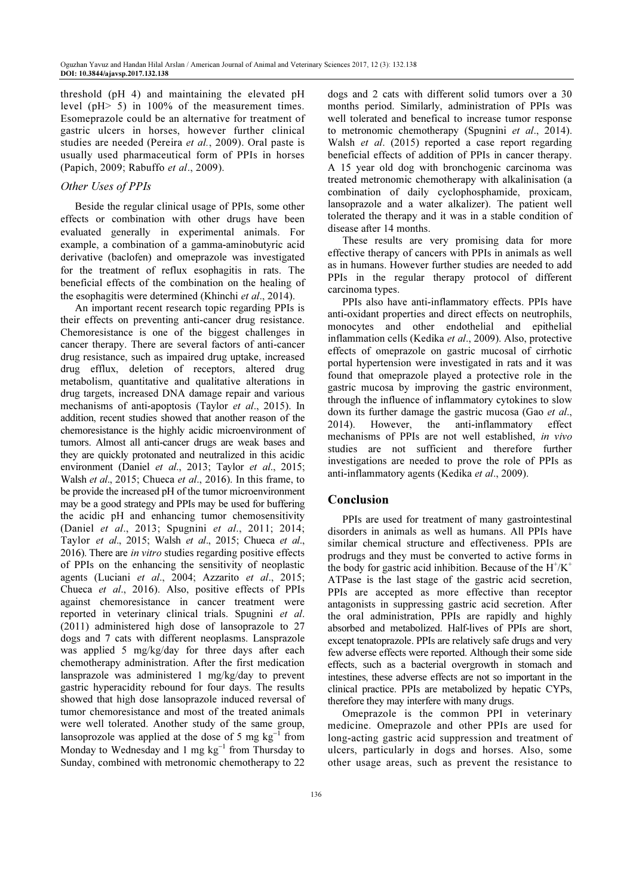threshold (pH 4) and maintaining the elevated pH level (pH> 5) in 100% of the measurement times. Esomeprazole could be an alternative for treatment of gastric ulcers in horses, however further clinical studies are needed (Pereira *et al.*, 2009). Oral paste is usually used pharmaceutical form of PPIs in horses (Papich, 2009; Rabuffo *et al*., 2009).

### Other Uses of PPIs

Beside the regular clinical usage of PPIs, some other effects or combination with other drugs have been evaluated generally in experimental animals. For example, a combination of a gamma-aminobutyric acid derivative (baclofen) and omeprazole was investigated for the treatment of reflux esophagitis in rats. The beneficial effects of the combination on the healing of the esophagitis were determined (Khinchi *et al*., 2014).

An important recent research topic regarding PPIs is their effects on preventing anti-cancer drug resistance. Chemoresistance is one of the biggest challenges in cancer therapy. There are several factors of anti-cancer drug resistance, such as impaired drug uptake, increased drug efflux, deletion of receptors, altered drug metabolism, quantitative and qualitative alterations in drug targets, increased DNA damage repair and various mechanisms of anti-apoptosis (Taylor *et al*., 2015). In addition, recent studies showed that another reason of the chemoresistance is the highly acidic microenvironment of tumors. Almost all anti-cancer drugs are weak bases and they are quickly protonated and neutralized in this acidic environment (Daniel *et al*., 2013; Taylor *et al*., 2015; Walsh *et al*., 2015; Chueca *et al*., 2016). In this frame, to be provide the increased pH of the tumor microenvironment may be a good strategy and PPIs may be used for buffering the acidic pH and enhancing tumor chemosensitivity (Daniel *et al*., 2013; Spugnini *et al*., 2011; 2014; Taylor *et al*., 2015; Walsh *et al*., 2015; Chueca *et al*., 2016). There are *in vitro* studies regarding positive effects of PPIs on the enhancing the sensitivity of neoplastic agents (Luciani *et al*., 2004; Azzarito *et al*., 2015; Chueca *et al*., 2016). Also, positive effects of PPIs against chemoresistance in cancer treatment were reported in veterinary clinical trials. Spugnini *et al*. (2011) administered high dose of lansoprazole to 27 dogs and 7 cats with different neoplasms. Lansprazole was applied 5 mg/kg/day for three days after each chemotherapy administration. After the first medication lansprazole was administered 1 mg/kg/day to prevent gastric hyperacidity rebound for four days. The results showed that high dose lansoprazole induced reversal of tumor chemoresistance and most of the treated animals were well tolerated. Another study of the same group, lansoprozole was applied at the dose of 5 mg $kg^{-1}$ from Monday to Wednesday and 1 mg $kg^{-1}$ from Thursday to Sunday, combined with metronomic chemotherapy to 22 dogs and 2 cats with different solid tumors over a 30 months period. Similarly, administration of PPIs was well tolerated and benefical to increase tumor response to metronomic chemotherapy (Spugnini *et al*., 2014). Walsh *et al*. (2015) reported a case report regarding beneficial effects of addition of PPIs in cancer therapy. A 15 year old dog with bronchogenic carcinoma was treated metronomic chemotherapy with alkalinisation (a combination of daily cyclophosphamide, proxicam, lansoprazole and a water alkalizer). The patient well tolerated the therapy and it was in a stable condition of disease after 14 months.

These results are very promising data for more effective therapy of cancers with PPIs in animals as well as in humans. However further studies are needed to add PPIs in the regular therapy protocol of different carcinoma types.

PPIs also have anti-inflammatory effects. PPIs have anti-oxidant properties and direct effects on neutrophils, monocytes and other endothelial and epithelial inflammation cells (Kedika *et al*., 2009). Also, protective effects of omeprazole on gastric mucosal of cirrhotic portal hypertension were investigated in rats and it was found that omeprazole played a protective role in the gastric mucosa by improving the gastric environment, through the influence of inflammatory cytokines to slow down its further damage the gastric mucosa (Gao *et al*., 2014). However, the anti-inflammatory effect mechanisms of PPIs are not well established, *in vivo* studies are not sufficient and therefore further investigations are needed to prove the role of PPIs as anti-inflammatory agents (Kedika *et al*., 2009).

## Conclusion

PPIs are used for treatment of many gastrointestinal disorders in animals as well as humans. All PPIs have similar chemical structure and effectiveness. PPIs are prodrugs and they must be converted to active forms in the body for gastric acid inhibition. Because of the $H^+/K^+$ ATPase is the last stage of the gastric acid secretion, PPIs are accepted as more effective than receptor antagonists in suppressing gastric acid secretion. After the oral administration, PPIs are rapidly and highly absorbed and metabolized. Half-lives of PPIs are short, except tenatoprazole. PPIs are relatively safe drugs and very few adverse effects were reported. Although their some side effects, such as a bacterial overgrowth in stomach and intestines, these adverse effects are not so important in the clinical practice. PPIs are metabolized by hepatic CYPs, therefore they may interfere with many drugs.

Omeprazole is the common PPI in veterinary medicine. Omeprazole and other PPIs are used for long-acting gastric acid suppression and treatment of ulcers, particularly in dogs and horses. Also, some other usage areas, such as prevent the resistance to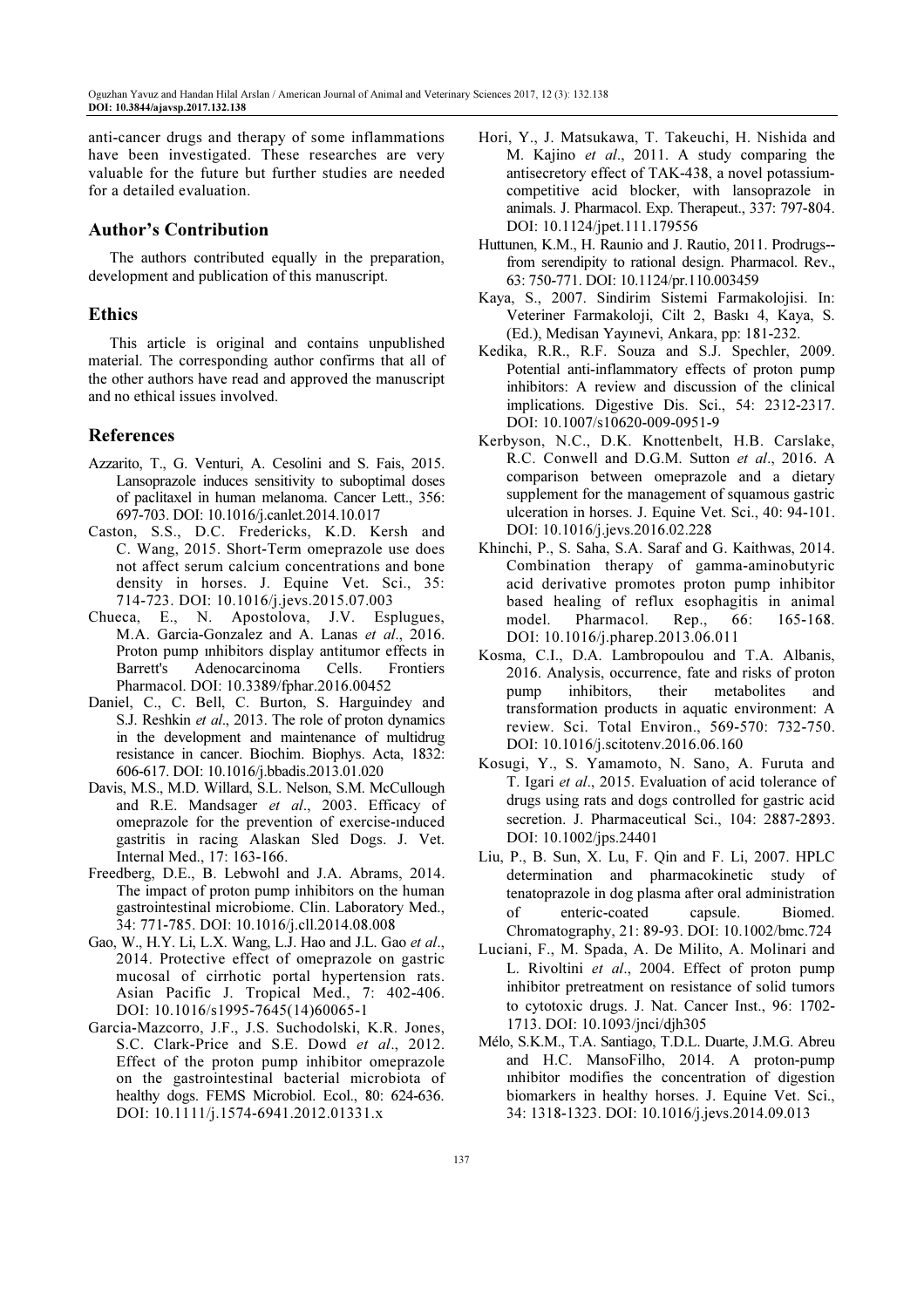anti-cancer drugs and therapy of some inflammations have been investigated. These researches are very valuable for the future but further studies are needed for a detailed evaluation.

## Author's Contribution

The authors contributed equally in the preparation, development and publication of this manuscript.

## Ethics

This article is original and contains unpublished material. The corresponding author confirms that all of the other authors have read and approved the manuscript and no ethical issues involved.

## References

Azzarito, T., G. Venturi, A. Cesolini and S. Fais, 2015. Lansoprazole induces sensitivity to suboptimal doses of paclitaxel in human melanoma. Cancer Lett., 356: 697-703. DOI: 10.1016/j.canlet.2014.10.017

Caston, S.S., D.C. Fredericks, K.D. Kersh and C. Wang, 2015. Short-Term omeprazole use does not affect serum calcium concentrations and bone density in horses. J. Equine Vet. Sci., 35: 714-723. DOI: 10.1016/j.jevs.2015.07.003

Chueca, E., N. Apostolova, J.V. Esplugues, M.A. Garcia-Gonzalez and A. Lanas *et al*., 2016. Proton pump ınhibitors display antitumor effects in Barrett's Adenocarcinoma Cells. Frontiers Pharmacol. DOI: 10.3389/fphar.2016.00452

Daniel, C., C. Bell, C. Burton, S. Harguindey and S.J. Reshkin *et al*., 2013. The role of proton dynamics in the development and maintenance of multidrug resistance in cancer. Biochim. Biophys. Acta, 1832: 606-617. DOI: 10.1016/j.bbadis.2013.01.020

Davis, M.S., M.D. Willard, S.L. Nelson, S.M. McCullough and R.E. Mandsager *et al*., 2003. Efficacy of omeprazole for the prevention of exercise-ınduced gastritis in racing Alaskan Sled Dogs. J. Vet. Internal Med., 17: 163-166.

Freedberg, D.E., B. Lebwohl and J.A. Abrams, 2014. The impact of proton pump inhibitors on the human gastrointestinal microbiome. Clin. Laboratory Med., 34: 771-785. DOI: 10.1016/j.cll.2014.08.008

Gao, W., H.Y. Li, L.X. Wang, L.J. Hao and J.L. Gao *et al*., 2014. Protective effect of omeprazole on gastric mucosal of cirrhotic portal hypertension rats. Asian Pacific J. Tropical Med., 7: 402-406. DOI: 10.1016/s1995-7645(14)60065-1

Garcia-Mazcorro, J.F., J.S. Suchodolski, K.R. Jones, S.C. Clark-Price and S.E. Dowd *et al*., 2012. Effect of the proton pump inhibitor omeprazole on the gastrointestinal bacterial microbiota of healthy dogs. FEMS Microbiol. Ecol., 80: 624-636. DOI: 10.1111/j.1574-6941.2012.01331.x

Hori, Y., J. Matsukawa, T. Takeuchi, H. Nishida and M. Kajino *et al*., 2011. A study comparing the antisecretory effect of TAK-438, a novel potassium-competitive acid blocker, with lansoprazole in animals. J. Pharmacol. Exp. Therapeut., 337: 797-804. DOI: 10.1124/jpet.111.179556

Huttunen, K.M., H. Raunio and J. Rautio, 2011. Prodrugs--from serendipity to rational design. Pharmacol. Rev., 63: 750-771. DOI: 10.1124/pr.110.003459

Kaya, S., 2007. Sindirim Sistemi Farmakolojisi. In: Veteriner Farmakoloji, Cilt 2, Baskı 4, Kaya, S. (Ed.), Medisan Yayınevi, Ankara, pp: 181-232.

Kedika, R.R., R.F. Souza and S.J. Spechler, 2009. Potential anti-inflammatory effects of proton pump inhibitors: A review and discussion of the clinical implications. Digestive Dis. Sci., 54: 2312-2317. DOI: 10.1007/s10620-009-0951-9

Kerbyson, N.C., D.K. Knottenbelt, H.B. Carslake, R.C. Conwell and D.G.M. Sutton *et al*., 2016. A comparison between omeprazole and a dietary supplement for the management of squamous gastric ulceration in horses. J. Equine Vet. Sci., 40: 94-101. DOI: 10.1016/j.jevs.2016.02.228

Khinchi, P., S. Saha, S.A. Saraf and G. Kaithwas, 2014. Combination therapy of gamma-aminobutyric acid derivative promotes proton pump inhibitor based healing of reflux esophagitis in animal model. Pharmacol. Rep., 66: 165-168. DOI: 10.1016/j.pharep.2013.06.011

Kosma, C.I., D.A. Lambropoulou and T.A. Albanis, 2016. Analysis, occurrence, fate and risks of proton pump inhibitors, their metabolites and transformation products in aquatic environment: A review. Sci. Total Environ., 569-570: 732-750. DOI: 10.1016/j.scitotenv.2016.06.160

Kosugi, Y., S. Yamamoto, N. Sano, A. Furuta and T. Igari *et al*., 2015. Evaluation of acid tolerance of drugs using rats and dogs controlled for gastric acid secretion. J. Pharmaceutical Sci., 104: 2887-2893. DOI: 10.1002/jps.24401

Liu, P., B. Sun, X. Lu, F. Qin and F. Li, 2007. HPLC determination and pharmacokinetic study of tenatoprazole in dog plasma after oral administration of enteric-coated capsule. Biomed. Chromatography, 21: 89-93. DOI: 10.1002/bmc.724

Luciani, F., M. Spada, A. De Milito, A. Molinari and L. Rivoltini *et al*., 2004. Effect of proton pump inhibitor pretreatment on resistance of solid tumors to cytotoxic drugs. J. Nat. Cancer Inst., 96: 1702-1713. DOI: 10.1093/jnci/djh305

Mélo, S.K.M., T.A. Santiago, T.D.L. Duarte, J.M.G. Abreu and H.C. MansoFilho, 2014. A proton-pump ınhibitor modifies the concentration of digestion biomarkers in healthy horses. J. Equine Vet. Sci., 34: 1318-1323. DOI: 10.1016/j.jevs.2014.09.013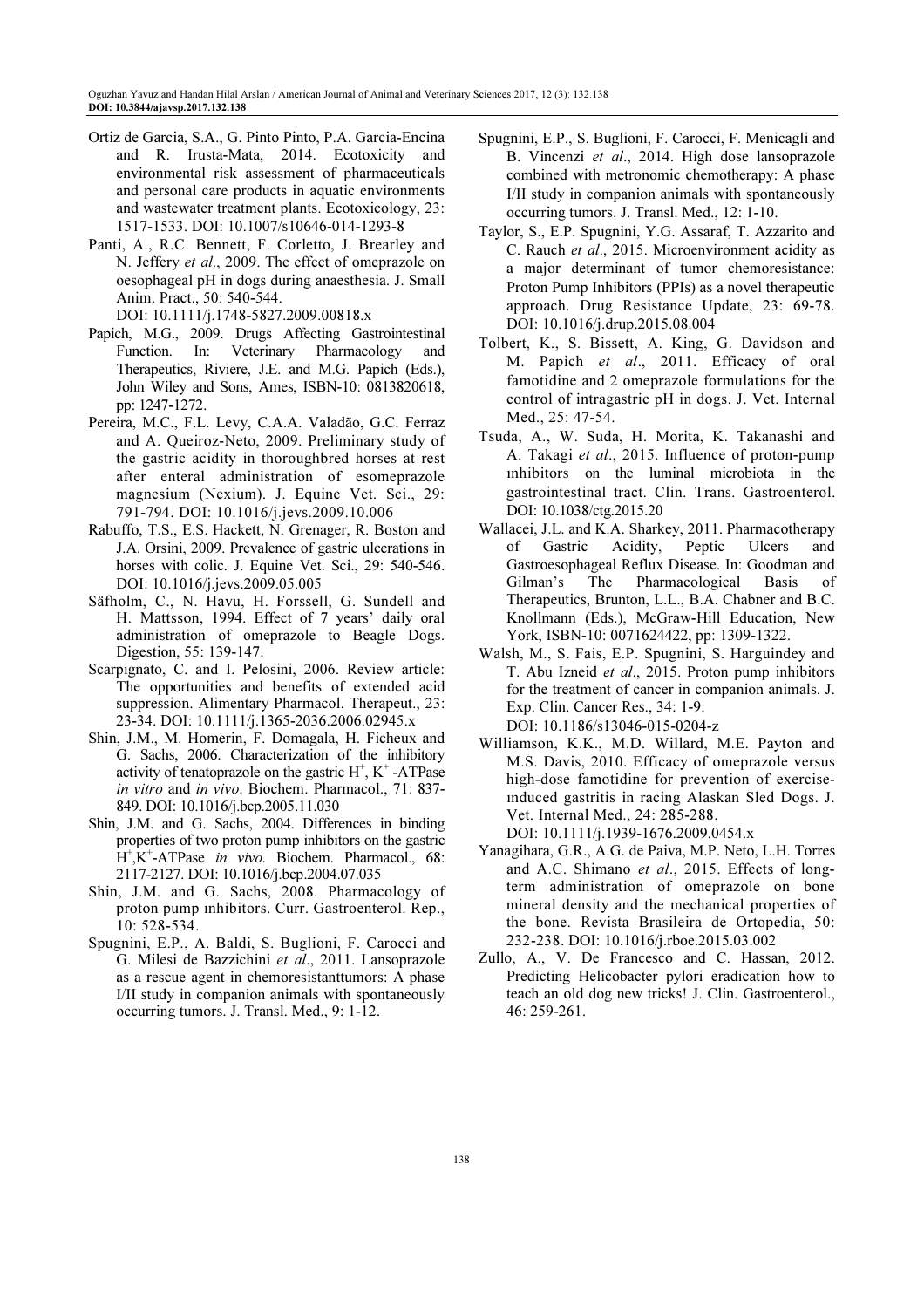Ortiz de Garcia, S.A., G. Pinto Pinto, P.A. Garcia-Encina and R. Irusta-Mata, 2014. Ecotoxicity and environmental risk assessment of pharmaceuticals and personal care products in aquatic environments and wastewater treatment plants. Ecotoxicology, 23: 1517-1533. DOI: 10.1007/s10646-014-1293-8

Panti, A., R.C. Bennett, F. Corletto, J. Brearley and N. Jeffery *et al*., 2009. The effect of omeprazole on oesophageal pH in dogs during anaesthesia. J. Small Anim. Pract., 50: 540-544. DOI: 10.1111/j.1748-5827.2009.00818.x

Papich, M.G., 2009. Drugs Affecting Gastrointestinal Function. In: Veterinary Pharmacology and Therapeutics, Riviere, J.E. and M.G. Papich (Eds.), John Wiley and Sons, Ames, ISBN-10: 0813820618, pp: 1247-1272.

Pereira, M.C., F.L. Levy, C.A.A. Valadão, G.C. Ferraz and A. Queiroz-Neto, 2009. Preliminary study of the gastric acidity in thoroughbred horses at rest after enteral administration of esomeprazole magnesium (Nexium). J. Equine Vet. Sci., 29: 791-794. DOI: 10.1016/j.jevs.2009.10.006

Rabuffo, T.S., E.S. Hackett, N. Grenager, R. Boston and J.A. Orsini, 2009. Prevalence of gastric ulcerations in horses with colic. J. Equine Vet. Sci., 29: 540-546. DOI: 10.1016/j.jevs.2009.05.005

Säfholm, C., N. Havu, H. Forssell, G. Sundell and H. Mattsson, 1994. Effect of 7 years' daily oral administration of omeprazole to Beagle Dogs. Digestion, 55: 139-147.

Scarpignato, C. and I. Pelosini, 2006. Review article: The opportunities and benefits of extended acid suppression. Alimentary Pharmacol. Therapeut., 23: 23-34. DOI: 10.1111/j.1365-2036.2006.02945.x

Shin, J.M., M. Homerin, F. Domagala, H. Ficheux and G. Sachs, 2006. Characterization of the inhibitory activity of tenatoprazole on the gastric $H^+$, $K^+$ -ATPase *in vitro* and *in vivo*. Biochem. Pharmacol., 71: 837-849. DOI: 10.1016/j.bcp.2005.11.030

Shin, J.M. and G. Sachs, 2004. Differences in binding properties of two proton pump inhibitors on the gastric $H^+$,$K^+$-ATPase *in vivo*. Biochem. Pharmacol., 68: 2117-2127. DOI: 10.1016/j.bcp.2004.07.035

Shin, J.M. and G. Sachs, 2008. Pharmacology of proton pump ınhibitors. Curr. Gastroenterol. Rep., 10: 528-534.

Spugnini, E.P., A. Baldi, S. Buglioni, F. Carocci and G. Milesi de Bazzichini *et al*., 2011. Lansoprazole as a rescue agent in chemoresistanttumors: A phase I/II study in companion animals with spontaneously occurring tumors. J. Transl. Med., 9: 1-12.

Spugnini, E.P., S. Buglioni, F. Carocci, F. Menicagli and B. Vincenzi *et al*., 2014. High dose lansoprazole combined with metronomic chemotherapy: A phase I/II study in companion animals with spontaneously occurring tumors. J. Transl. Med., 12: 1-10.

Taylor, S., E.P. Spugnini, Y.G. Assaraf, T. Azzarito and C. Rauch *et al*., 2015. Microenvironment acidity as a major determinant of tumor chemoresistance: Proton Pump Inhibitors (PPIs) as a novel therapeutic approach. Drug Resistance Update, 23: 69-78. DOI: 10.1016/j.drup.2015.08.004

Tolbert, K., S. Bissett, A. King, G. Davidson and M. Papich *et al*., 2011. Efficacy of oral famotidine and 2 omeprazole formulations for the control of intragastric pH in dogs. J. Vet. Internal Med., 25: 47-54.

Tsuda, A., W. Suda, H. Morita, K. Takanashi and A. Takagi *et al*., 2015. Influence of proton-pump ınhibitors on the luminal microbiota in the gastrointestinal tract. Clin. Trans. Gastroenterol. DOI: 10.1038/ctg.2015.20

Wallacei, J.L. and K.A. Sharkey, 2011. Pharmacotherapy of Gastric Acidity, Peptic Ulcers and Gastroesophageal Reflux Disease. In: Goodman and Gilman's The Pharmacological Basis of Therapeutics, Brunton, L.L., B.A. Chabner and B.C. Knollmann (Eds.), McGraw-Hill Education, New York, ISBN-10: 0071624422, pp: 1309-1322.

Walsh, M., S. Fais, E.P. Spugnini, S. Harguindey and T. Abu Izneid *et al*., 2015. Proton pump inhibitors for the treatment of cancer in companion animals. J. Exp. Clin. Cancer Res., 34: 1-9. DOI: 10.1186/s13046-015-0204-z

Williamson, K.K., M.D. Willard, M.E. Payton and M.S. Davis, 2010. Efficacy of omeprazole versus high-dose famotidine for prevention of exercise-ınduced gastritis in racing Alaskan Sled Dogs. J. Vet. Internal Med., 24: 285-288. DOI: 10.1111/j.1939-1676.2009.0454.x

Yanagihara, G.R., A.G. de Paiva, M.P. Neto, L.H. Torres and A.C. Shimano *et al*., 2015. Effects of long-term administration of omeprazole on bone mineral density and the mechanical properties of the bone. Revista Brasileira de Ortopedia, 50: 232-238. DOI: 10.1016/j.rboe.2015.03.002

Zullo, A., V. De Francesco and C. Hassan, 2012. Predicting Helicobacter pylori eradication how to teach an old dog new tricks! J. Clin. Gastroenterol., 46: 259-261.